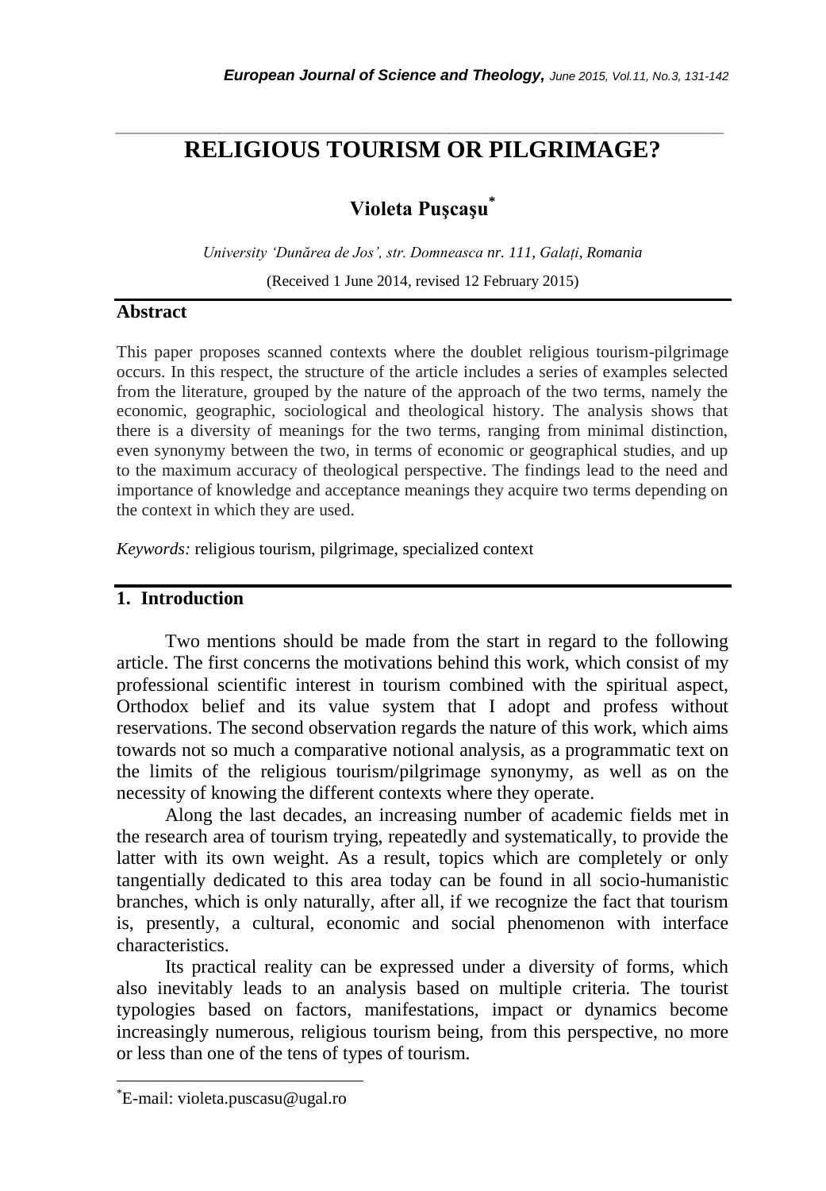# RELIGIOUS TOURISM OR PILGRIMAGE?

**Violeta Puşcaşu**[*]

*University 'Dunărea de Jos', str. Domneasca nr. 111, Galați, Romania*

(Received 1 June 2014, revised 12 February 2015)

## Abstract

This paper proposes scanned contexts where the doublet religious tourism-pilgrimage occurs. In this respect, the structure of the article includes a series of examples selected from the literature, grouped by the nature of the approach of the two terms, namely the economic, geographic, sociological and theological history. The analysis shows that there is a diversity of meanings for the two terms, ranging from minimal distinction, even synonymy between the two, in terms of economic or geographical studies, and up to the maximum accuracy of theological perspective. The findings lead to the need and importance of knowledge and acceptance meanings they acquire two terms depending on the context in which they are used.

*Keywords:* religious tourism, pilgrimage, specialized context

## 1. Introduction

Two mentions should be made from the start in regard to the following article. The first concerns the motivations behind this work, which consist of my professional scientific interest in tourism combined with the spiritual aspect, Orthodox belief and its value system that I adopt and profess without reservations. The second observation regards the nature of this work, which aims towards not so much a comparative notional analysis, as a programmatic text on the limits of the religious tourism/pilgrimage synonymy, as well as on the necessity of knowing the different contexts where they operate.

Along the last decades, an increasing number of academic fields met in the research area of tourism trying, repeatedly and systematically, to provide the latter with its own weight. As a result, topics which are completely or only tangentially dedicated to this area today can be found in all socio-humanistic branches, which is only naturally, after all, if we recognize the fact that tourism is, presently, a cultural, economic and social phenomenon with interface characteristics.

Its practical reality can be expressed under a diversity of forms, which also inevitably leads to an analysis based on multiple criteria. The tourist typologies based on factors, manifestations, impact or dynamics become increasingly numerous, religious tourism being, from this perspective, no more or less than one of the tens of types of tourism.

---

[*]E-mail: violeta.puscasu@ugal.ro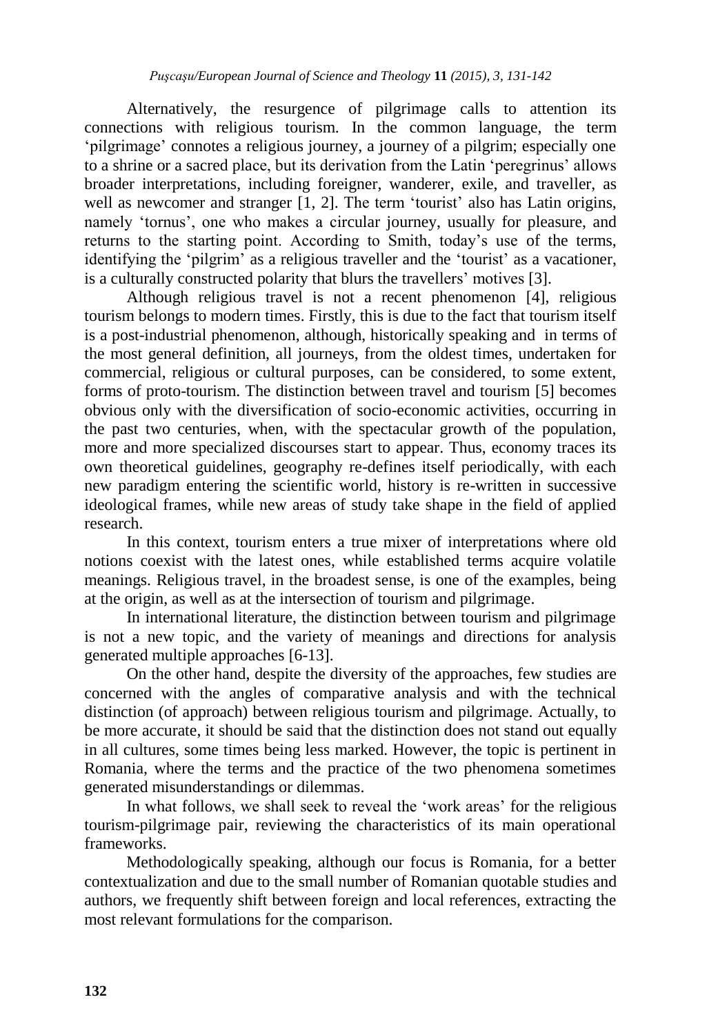Alternatively, the resurgence of pilgrimage calls to attention its connections with religious tourism. In the common language, the term 'pilgrimage' connotes a religious journey, a journey of a pilgrim; especially one to a shrine or a sacred place, but its derivation from the Latin 'peregrinus' allows broader interpretations, including foreigner, wanderer, exile, and traveller, as well as newcomer and stranger [1, 2]. The term 'tourist' also has Latin origins, namely 'tornus', one who makes a circular journey, usually for pleasure, and returns to the starting point. According to Smith, today's use of the terms, identifying the 'pilgrim' as a religious traveller and the 'tourist' as a vacationer, is a culturally constructed polarity that blurs the travellers' motives [3].

Although religious travel is not a recent phenomenon [4], religious tourism belongs to modern times. Firstly, this is due to the fact that tourism itself is a post-industrial phenomenon, although, historically speaking and in terms of the most general definition, all journeys, from the oldest times, undertaken for commercial, religious or cultural purposes, can be considered, to some extent, forms of proto-tourism. The distinction between travel and tourism [5] becomes obvious only with the diversification of socio-economic activities, occurring in the past two centuries, when, with the spectacular growth of the population, more and more specialized discourses start to appear. Thus, economy traces its own theoretical guidelines, geography re-defines itself periodically, with each new paradigm entering the scientific world, history is re-written in successive ideological frames, while new areas of study take shape in the field of applied research.

In this context, tourism enters a true mixer of interpretations where old notions coexist with the latest ones, while established terms acquire volatile meanings. Religious travel, in the broadest sense, is one of the examples, being at the origin, as well as at the intersection of tourism and pilgrimage.

In international literature, the distinction between tourism and pilgrimage is not a new topic, and the variety of meanings and directions for analysis generated multiple approaches [6-13].

On the other hand, despite the diversity of the approaches, few studies are concerned with the angles of comparative analysis and with the technical distinction (of approach) between religious tourism and pilgrimage. Actually, to be more accurate, it should be said that the distinction does not stand out equally in all cultures, some times being less marked. However, the topic is pertinent in Romania, where the terms and the practice of the two phenomena sometimes generated misunderstandings or dilemmas.

In what follows, we shall seek to reveal the 'work areas' for the religious tourism-pilgrimage pair, reviewing the characteristics of its main operational frameworks.

Methodologically speaking, although our focus is Romania, for a better contextualization and due to the small number of Romanian quotable studies and authors, we frequently shift between foreign and local references, extracting the most relevant formulations for the comparison.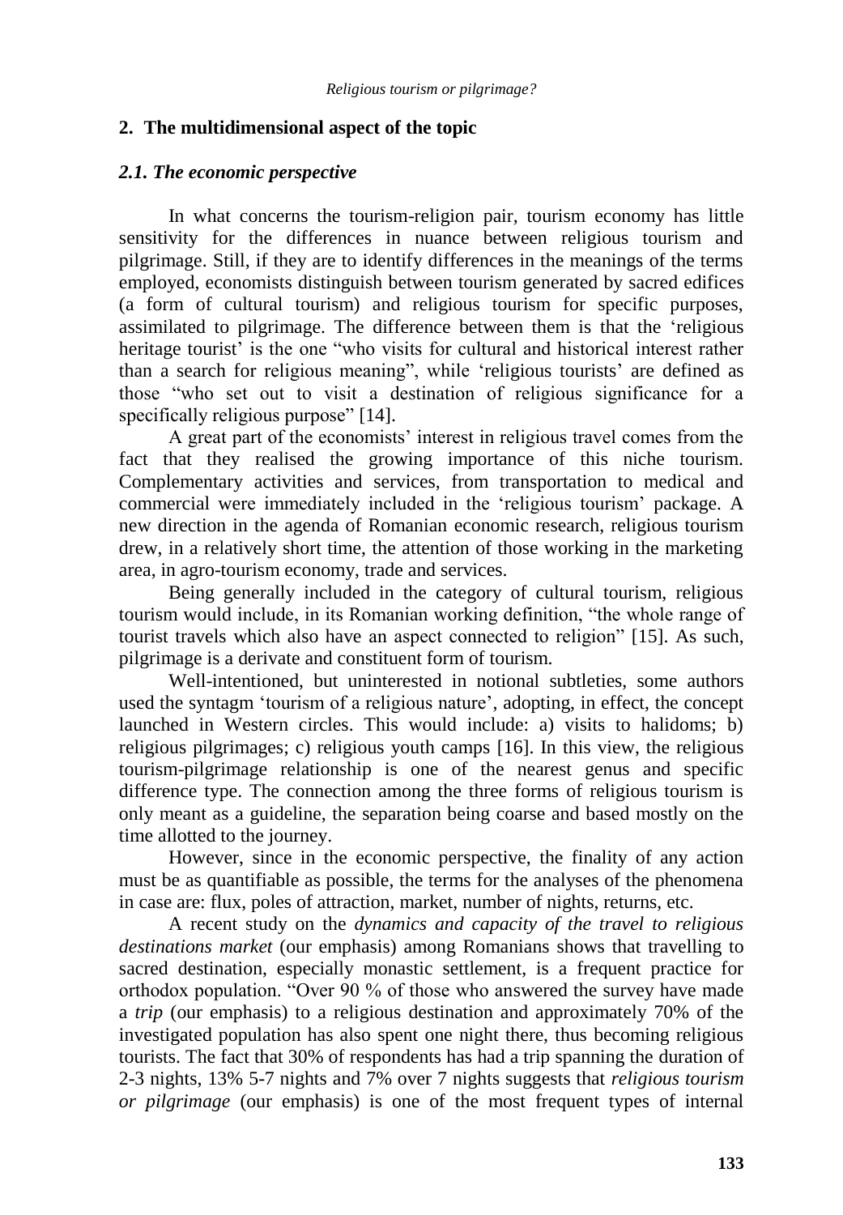## 2. The multidimensional aspect of the topic

### *2.1. The economic perspective*

In what concerns the tourism-religion pair, tourism economy has little sensitivity for the differences in nuance between religious tourism and pilgrimage. Still, if they are to identify differences in the meanings of the terms employed, economists distinguish between tourism generated by sacred edifices (a form of cultural tourism) and religious tourism for specific purposes, assimilated to pilgrimage. The difference between them is that the 'religious heritage tourist' is the one "who visits for cultural and historical interest rather than a search for religious meaning", while 'religious tourists' are defined as those "who set out to visit a destination of religious significance for a specifically religious purpose" [14].

A great part of the economists' interest in religious travel comes from the fact that they realised the growing importance of this niche tourism. Complementary activities and services, from transportation to medical and commercial were immediately included in the 'religious tourism' package. A new direction in the agenda of Romanian economic research, religious tourism drew, in a relatively short time, the attention of those working in the marketing area, in agro-tourism economy, trade and services.

Being generally included in the category of cultural tourism, religious tourism would include, in its Romanian working definition, "the whole range of tourist travels which also have an aspect connected to religion" [15]. As such, pilgrimage is a derivate and constituent form of tourism.

Well-intentioned, but uninterested in notional subtleties, some authors used the syntagm 'tourism of a religious nature', adopting, in effect, the concept launched in Western circles. This would include: a) visits to halidoms; b) religious pilgrimages; c) religious youth camps [16]. In this view, the religious tourism-pilgrimage relationship is one of the nearest genus and specific difference type. The connection among the three forms of religious tourism is only meant as a guideline, the separation being coarse and based mostly on the time allotted to the journey.

However, since in the economic perspective, the finality of any action must be as quantifiable as possible, the terms for the analyses of the phenomena in case are: flux, poles of attraction, market, number of nights, returns, etc.

A recent study on the *dynamics and capacity of the travel to religious destinations market* (our emphasis) among Romanians shows that travelling to sacred destination, especially monastic settlement, is a frequent practice for orthodox population. "Over 90 % of those who answered the survey have made a *trip* (our emphasis) to a religious destination and approximately 70% of the investigated population has also spent one night there, thus becoming religious tourists. The fact that 30% of respondents has had a trip spanning the duration of 2-3 nights, 13% 5-7 nights and 7% over 7 nights suggests that *religious tourism or pilgrimage* (our emphasis) is one of the most frequent types of internal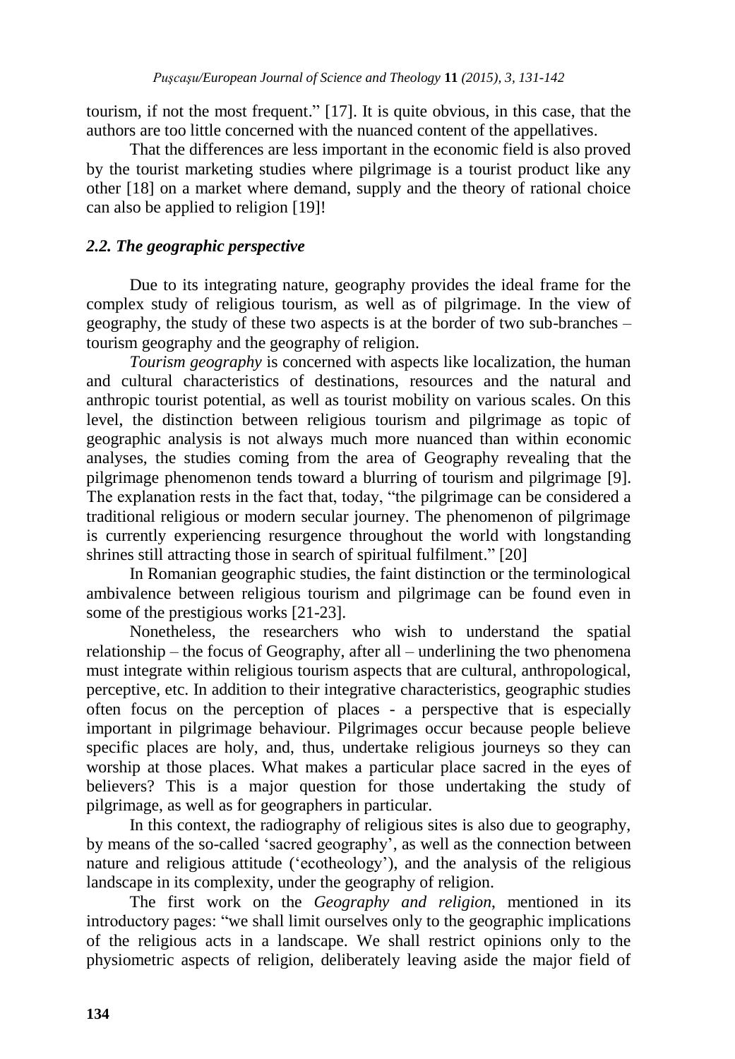tourism, if not the most frequent." [17]. It is quite obvious, in this case, that the authors are too little concerned with the nuanced content of the appellatives.

That the differences are less important in the economic field is also proved by the tourist marketing studies where pilgrimage is a tourist product like any other [18] on a market where demand, supply and the theory of rational choice can also be applied to religion [19]!

### *2.2. The geographic perspective*

Due to its integrating nature, geography provides the ideal frame for the complex study of religious tourism, as well as of pilgrimage. In the view of geography, the study of these two aspects is at the border of two sub-branches – tourism geography and the geography of religion.

*Tourism geography* is concerned with aspects like localization, the human and cultural characteristics of destinations, resources and the natural and anthropic tourist potential, as well as tourist mobility on various scales. On this level, the distinction between religious tourism and pilgrimage as topic of geographic analysis is not always much more nuanced than within economic analyses, the studies coming from the area of Geography revealing that the pilgrimage phenomenon tends toward a blurring of tourism and pilgrimage [9]. The explanation rests in the fact that, today, "the pilgrimage can be considered a traditional religious or modern secular journey. The phenomenon of pilgrimage is currently experiencing resurgence throughout the world with longstanding shrines still attracting those in search of spiritual fulfilment." [20]

In Romanian geographic studies, the faint distinction or the terminological ambivalence between religious tourism and pilgrimage can be found even in some of the prestigious works [21-23].

Nonetheless, the researchers who wish to understand the spatial relationship – the focus of Geography, after all – underlining the two phenomena must integrate within religious tourism aspects that are cultural, anthropological, perceptive, etc. In addition to their integrative characteristics, geographic studies often focus on the perception of places - a perspective that is especially important in pilgrimage behaviour. Pilgrimages occur because people believe specific places are holy, and, thus, undertake religious journeys so they can worship at those places. What makes a particular place sacred in the eyes of believers? This is a major question for those undertaking the study of pilgrimage, as well as for geographers in particular.

In this context, the radiography of religious sites is also due to geography, by means of the so-called 'sacred geography', as well as the connection between nature and religious attitude ('ecotheology'), and the analysis of the religious landscape in its complexity, under the geography of religion.

The first work on the *Geography and religion*, mentioned in its introductory pages: "we shall limit ourselves only to the geographic implications of the religious acts in a landscape. We shall restrict opinions only to the physiometric aspects of religion, deliberately leaving aside the major field of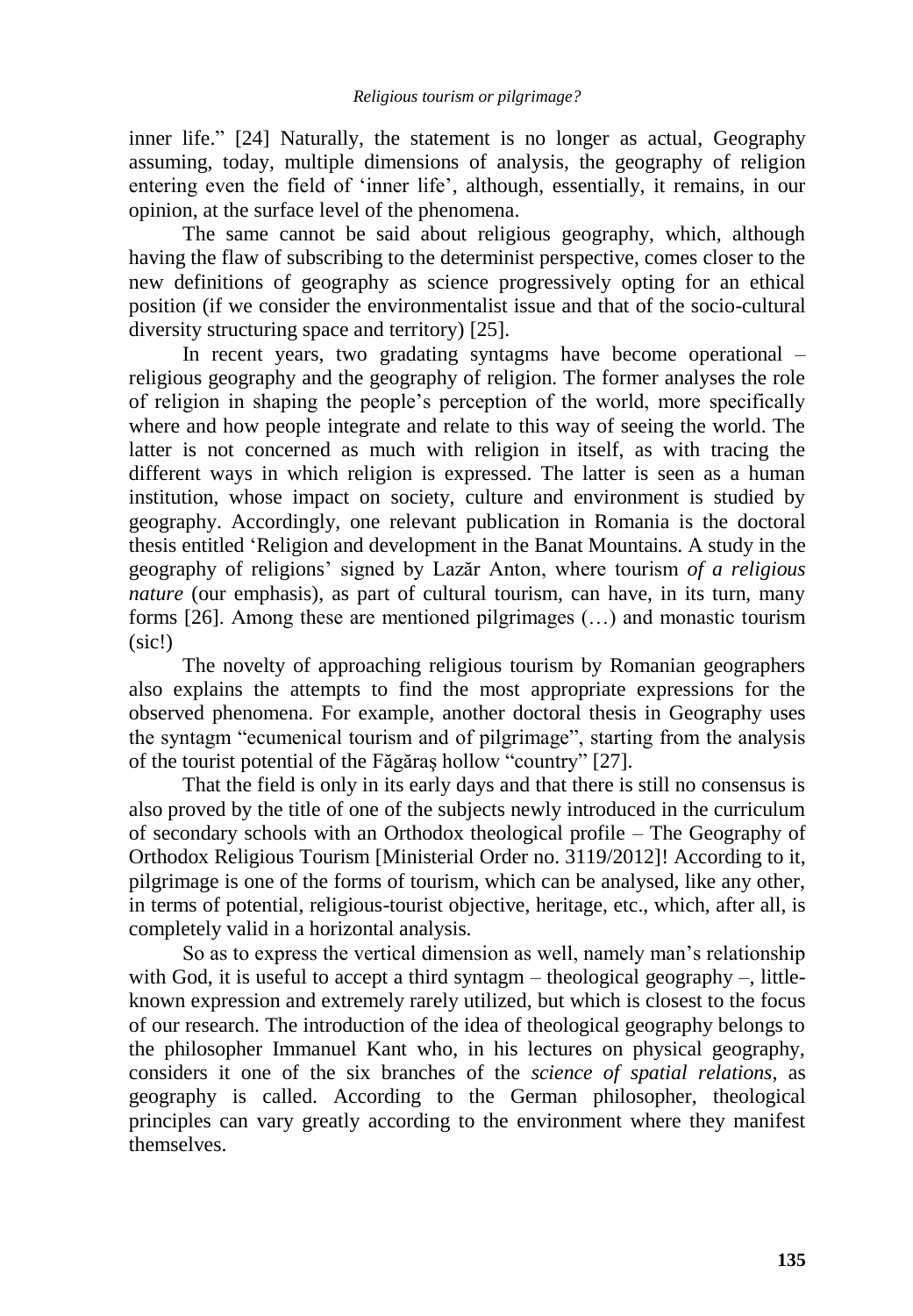inner life." [24] Naturally, the statement is no longer as actual, Geography assuming, today, multiple dimensions of analysis, the geography of religion entering even the field of 'inner life', although, essentially, it remains, in our opinion, at the surface level of the phenomena.

The same cannot be said about religious geography, which, although having the flaw of subscribing to the determinist perspective, comes closer to the new definitions of geography as science progressively opting for an ethical position (if we consider the environmentalist issue and that of the socio-cultural diversity structuring space and territory) [25].

In recent years, two gradating syntagms have become operational – religious geography and the geography of religion. The former analyses the role of religion in shaping the people's perception of the world, more specifically where and how people integrate and relate to this way of seeing the world. The latter is not concerned as much with religion in itself, as with tracing the different ways in which religion is expressed. The latter is seen as a human institution, whose impact on society, culture and environment is studied by geography. Accordingly, one relevant publication in Romania is the doctoral thesis entitled 'Religion and development in the Banat Mountains. A study in the geography of religions' signed by Lazăr Anton, where tourism *of a religious nature* (our emphasis), as part of cultural tourism, can have, in its turn, many forms [26]. Among these are mentioned pilgrimages (…) and monastic tourism (sic!)

The novelty of approaching religious tourism by Romanian geographers also explains the attempts to find the most appropriate expressions for the observed phenomena. For example, another doctoral thesis in Geography uses the syntagm "ecumenical tourism and of pilgrimage", starting from the analysis of the tourist potential of the Făgăraş hollow "country" [27].

That the field is only in its early days and that there is still no consensus is also proved by the title of one of the subjects newly introduced in the curriculum of secondary schools with an Orthodox theological profile – The Geography of Orthodox Religious Tourism [Ministerial Order no. 3119/2012]! According to it, pilgrimage is one of the forms of tourism, which can be analysed, like any other, in terms of potential, religious-tourist objective, heritage, etc., which, after all, is completely valid in a horizontal analysis.

So as to express the vertical dimension as well, namely man's relationship with God, it is useful to accept a third syntagm – theological geography –, little-known expression and extremely rarely utilized, but which is closest to the focus of our research. The introduction of the idea of theological geography belongs to the philosopher Immanuel Kant who, in his lectures on physical geography, considers it one of the six branches of the *science of spatial relations*, as geography is called. According to the German philosopher, theological principles can vary greatly according to the environment where they manifest themselves.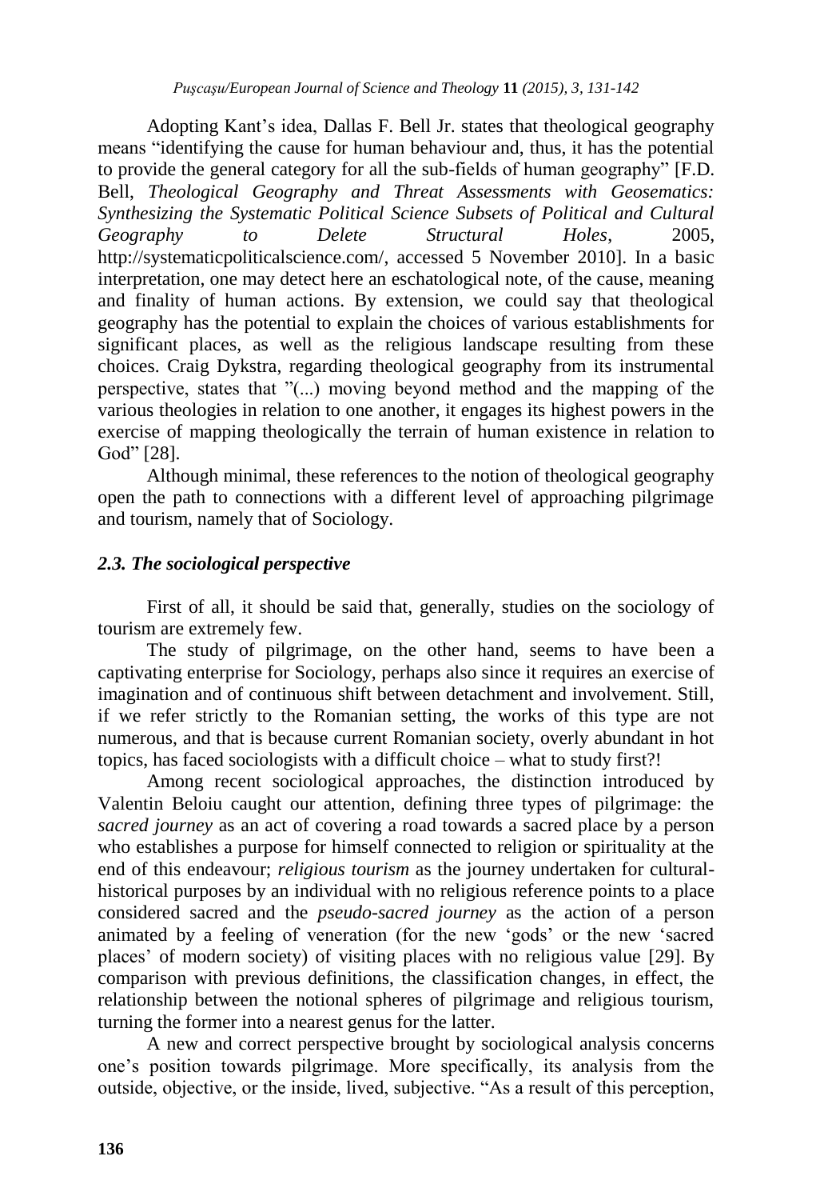Adopting Kant's idea, Dallas F. Bell Jr. states that theological geography means "identifying the cause for human behaviour and, thus, it has the potential to provide the general category for all the sub-fields of human geography" [F.D. Bell, *Theological Geography and Threat Assessments with Geosematics: Synthesizing the Systematic Political Science Subsets of Political and Cultural Geography to Delete Structural Holes*, 2005, http://systematicpoliticalscience.com/, accessed 5 November 2010]. In a basic interpretation, one may detect here an eschatological note, of the cause, meaning and finality of human actions. By extension, we could say that theological geography has the potential to explain the choices of various establishments for significant places, as well as the religious landscape resulting from these choices. Craig Dykstra, regarding theological geography from its instrumental perspective, states that "(...) moving beyond method and the mapping of the various theologies in relation to one another, it engages its highest powers in the exercise of mapping theologically the terrain of human existence in relation to God" [28].

Although minimal, these references to the notion of theological geography open the path to connections with a different level of approaching pilgrimage and tourism, namely that of Sociology.

### *2.3. The sociological perspective*

First of all, it should be said that, generally, studies on the sociology of tourism are extremely few.

The study of pilgrimage, on the other hand, seems to have been a captivating enterprise for Sociology, perhaps also since it requires an exercise of imagination and of continuous shift between detachment and involvement. Still, if we refer strictly to the Romanian setting, the works of this type are not numerous, and that is because current Romanian society, overly abundant in hot topics, has faced sociologists with a difficult choice – what to study first?!

Among recent sociological approaches, the distinction introduced by Valentin Beloiu caught our attention, defining three types of pilgrimage: the *sacred journey* as an act of covering a road towards a sacred place by a person who establishes a purpose for himself connected to religion or spirituality at the end of this endeavour; *religious tourism* as the journey undertaken for cultural-historical purposes by an individual with no religious reference points to a place considered sacred and the *pseudo-sacred journey* as the action of a person animated by a feeling of veneration (for the new 'gods' or the new 'sacred places' of modern society) of visiting places with no religious value [29]. By comparison with previous definitions, the classification changes, in effect, the relationship between the notional spheres of pilgrimage and religious tourism, turning the former into a nearest genus for the latter.

A new and correct perspective brought by sociological analysis concerns one's position towards pilgrimage. More specifically, its analysis from the outside, objective, or the inside, lived, subjective. "As a result of this perception,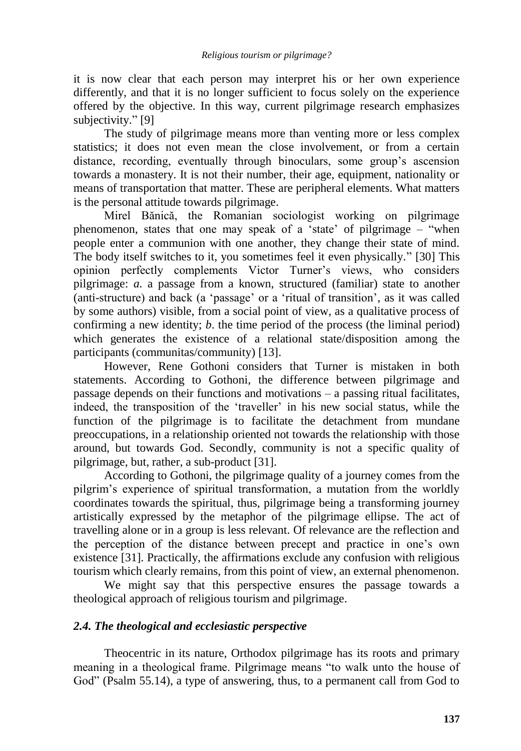it is now clear that each person may interpret his or her own experience differently, and that it is no longer sufficient to focus solely on the experience offered by the objective. In this way, current pilgrimage research emphasizes subjectivity." [9]

The study of pilgrimage means more than venting more or less complex statistics; it does not even mean the close involvement, or from a certain distance, recording, eventually through binoculars, some group's ascension towards a monastery. It is not their number, their age, equipment, nationality or means of transportation that matter. These are peripheral elements. What matters is the personal attitude towards pilgrimage.

Mirel Bănică, the Romanian sociologist working on pilgrimage phenomenon, states that one may speak of a 'state' of pilgrimage – "when people enter a communion with one another, they change their state of mind. The body itself switches to it, you sometimes feel it even physically." [30] This opinion perfectly complements Victor Turner's views, who considers pilgrimage: *a.* a passage from a known, structured (familiar) state to another (anti-structure) and back (a 'passage' or a 'ritual of transition', as it was called by some authors) visible, from a social point of view, as a qualitative process of confirming a new identity; *b*. the time period of the process (the liminal period) which generates the existence of a relational state/disposition among the participants (communitas/community) [13].

However, Rene Gothoni considers that Turner is mistaken in both statements. According to Gothoni, the difference between pilgrimage and passage depends on their functions and motivations – a passing ritual facilitates, indeed, the transposition of the 'traveller' in his new social status, while the function of the pilgrimage is to facilitate the detachment from mundane preoccupations, in a relationship oriented not towards the relationship with those around, but towards God. Secondly, community is not a specific quality of pilgrimage, but, rather, a sub-product [31].

According to Gothoni, the pilgrimage quality of a journey comes from the pilgrim's experience of spiritual transformation, a mutation from the worldly coordinates towards the spiritual, thus, pilgrimage being a transforming journey artistically expressed by the metaphor of the pilgrimage ellipse. The act of travelling alone or in a group is less relevant. Of relevance are the reflection and the perception of the distance between precept and practice in one's own existence [31]. Practically, the affirmations exclude any confusion with religious tourism which clearly remains, from this point of view, an external phenomenon.

We might say that this perspective ensures the passage towards a theological approach of religious tourism and pilgrimage.

### *2.4. The theological and ecclesiastic perspective*

Theocentric in its nature, Orthodox pilgrimage has its roots and primary meaning in a theological frame. Pilgrimage means "to walk unto the house of God" (Psalm 55.14), a type of answering, thus, to a permanent call from God to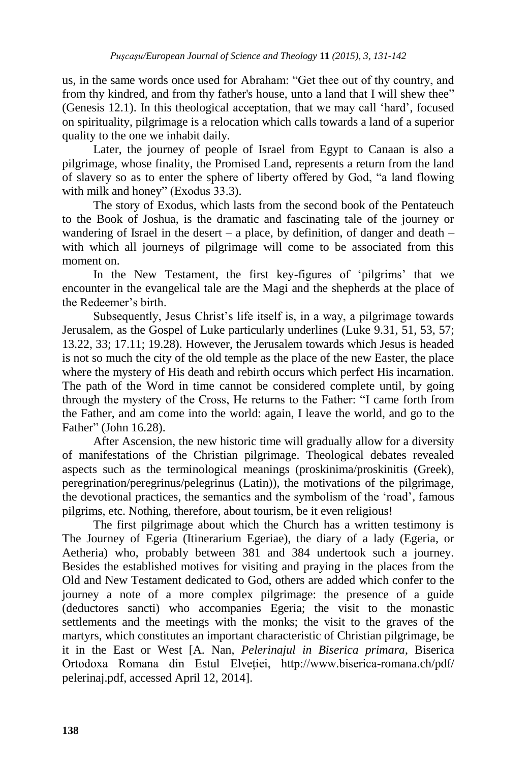us, in the same words once used for Abraham: “Get thee out of thy country, and from thy kindred, and from thy father's house, unto a land that I will shew thee” (Genesis 12.1). In this theological acceptation, that we may call ‘hard’, focused on spirituality, pilgrimage is a relocation which calls towards a land of a superior quality to the one we inhabit daily.

Later, the journey of people of Israel from Egypt to Canaan is also a pilgrimage, whose finality, the Promised Land, represents a return from the land of slavery so as to enter the sphere of liberty offered by God, “a land flowing with milk and honey” (Exodus 33.3).

The story of Exodus, which lasts from the second book of the Pentateuch to the Book of Joshua, is the dramatic and fascinating tale of the journey or wandering of Israel in the desert – a place, by definition, of danger and death – with which all journeys of pilgrimage will come to be associated from this moment on.

In the New Testament, the first key-figures of ‘pilgrims’ that we encounter in the evangelical tale are the Magi and the shepherds at the place of the Redeemer’s birth.

Subsequently, Jesus Christ’s life itself is, in a way, a pilgrimage towards Jerusalem, as the Gospel of Luke particularly underlines (Luke 9.31, 51, 53, 57; 13.22, 33; 17.11; 19.28). However, the Jerusalem towards which Jesus is headed is not so much the city of the old temple as the place of the new Easter, the place where the mystery of His death and rebirth occurs which perfect His incarnation. The path of the Word in time cannot be considered complete until, by going through the mystery of the Cross, He returns to the Father: “I came forth from the Father, and am come into the world: again, I leave the world, and go to the Father” (John 16.28).

After Ascension, the new historic time will gradually allow for a diversity of manifestations of the Christian pilgrimage. Theological debates revealed aspects such as the terminological meanings (proskinima/proskinitis (Greek), peregrination/peregrinus/pelegrinus (Latin)), the motivations of the pilgrimage, the devotional practices, the semantics and the symbolism of the ‘road’, famous pilgrims, etc. Nothing, therefore, about tourism, be it even religious!

The first pilgrimage about which the Church has a written testimony is The Journey of Egeria (Itinerarium Egeriae), the diary of a lady (Egeria, or Aetheria) who, probably between 381 and 384 undertook such a journey. Besides the established motives for visiting and praying in the places from the Old and New Testament dedicated to God, others are added which confer to the journey a note of a more complex pilgrimage: the presence of a guide (deductores sancti) who accompanies Egeria; the visit to the monastic settlements and the meetings with the monks; the visit to the graves of the martyrs, which constitutes an important characteristic of Christian pilgrimage, be it in the East or West [A. Nan, *Pelerinajul in Biserica primara*, Biserica Ortodoxa Romana din Estul Elveției, http://www.biserica-romana.ch/pdf/pelerinaj.pdf, accessed April 12, 2014].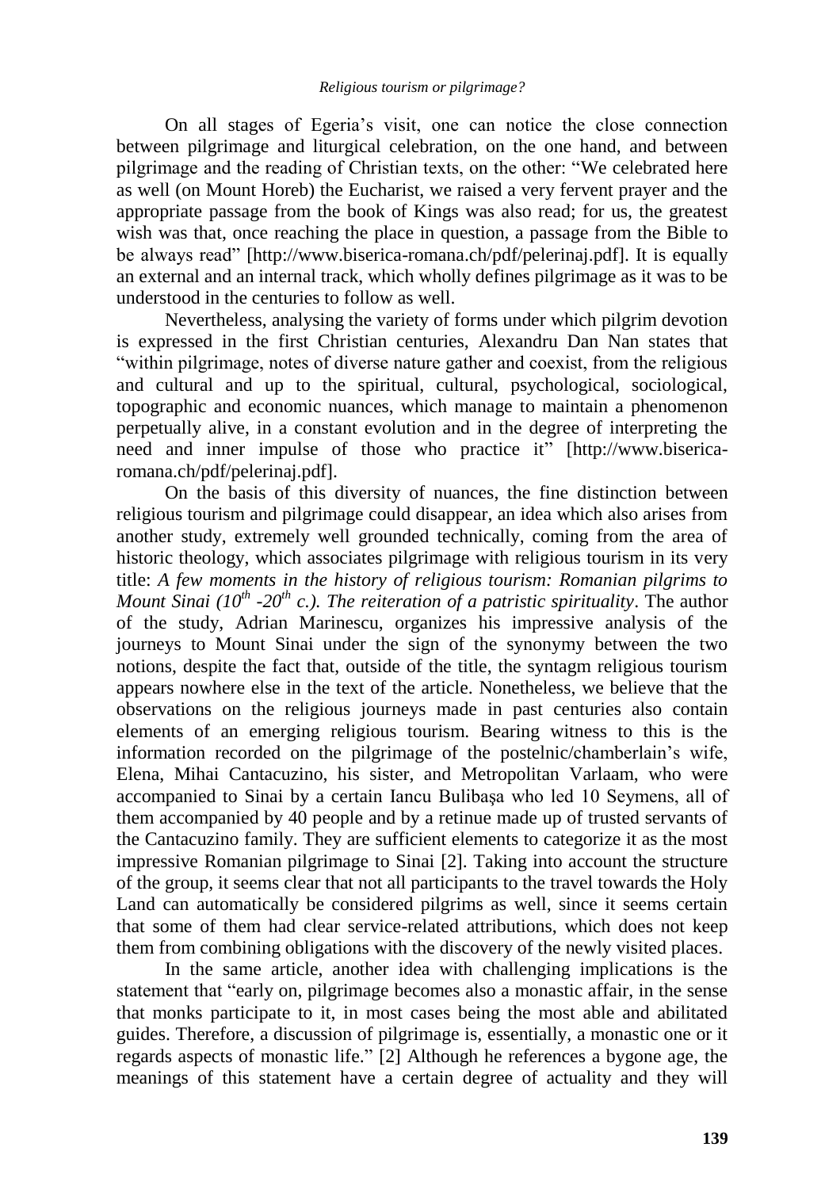On all stages of Egeria's visit, one can notice the close connection between pilgrimage and liturgical celebration, on the one hand, and between pilgrimage and the reading of Christian texts, on the other: "We celebrated here as well (on Mount Horeb) the Eucharist, we raised a very fervent prayer and the appropriate passage from the book of Kings was also read; for us, the greatest wish was that, once reaching the place in question, a passage from the Bible to be always read" [http://www.biserica-romana.ch/pdf/pelerinaj.pdf]. It is equally an external and an internal track, which wholly defines pilgrimage as it was to be understood in the centuries to follow as well.

Nevertheless, analysing the variety of forms under which pilgrim devotion is expressed in the first Christian centuries, Alexandru Dan Nan states that "within pilgrimage, notes of diverse nature gather and coexist, from the religious and cultural and up to the spiritual, cultural, psychological, sociological, topographic and economic nuances, which manage to maintain a phenomenon perpetually alive, in a constant evolution and in the degree of interpreting the need and inner impulse of those who practice it" [http://www.biserica-romana.ch/pdf/pelerinaj.pdf].

On the basis of this diversity of nuances, the fine distinction between religious tourism and pilgrimage could disappear, an idea which also arises from another study, extremely well grounded technically, coming from the area of historic theology, which associates pilgrimage with religious tourism in its very title: *A few moments in the history of religious tourism: Romanian pilgrims to Mount Sinai (10th -20th c.). The reiteration of a patristic spirituality*. The author of the study, Adrian Marinescu, organizes his impressive analysis of the journeys to Mount Sinai under the sign of the synonymy between the two notions, despite the fact that, outside of the title, the syntagm religious tourism appears nowhere else in the text of the article. Nonetheless, we believe that the observations on the religious journeys made in past centuries also contain elements of an emerging religious tourism. Bearing witness to this is the information recorded on the pilgrimage of the postelnic/chamberlain's wife, Elena, Mihai Cantacuzino, his sister, and Metropolitan Varlaam, who were accompanied to Sinai by a certain Iancu Bulibașa who led 10 Seymens, all of them accompanied by 40 people and by a retinue made up of trusted servants of the Cantacuzino family. They are sufficient elements to categorize it as the most impressive Romanian pilgrimage to Sinai [2]. Taking into account the structure of the group, it seems clear that not all participants to the travel towards the Holy Land can automatically be considered pilgrims as well, since it seems certain that some of them had clear service-related attributions, which does not keep them from combining obligations with the discovery of the newly visited places.

In the same article, another idea with challenging implications is the statement that "early on, pilgrimage becomes also a monastic affair, in the sense that monks participate to it, in most cases being the most able and abilitated guides. Therefore, a discussion of pilgrimage is, essentially, a monastic one or it regards aspects of monastic life." [2] Although he references a bygone age, the meanings of this statement have a certain degree of actuality and they will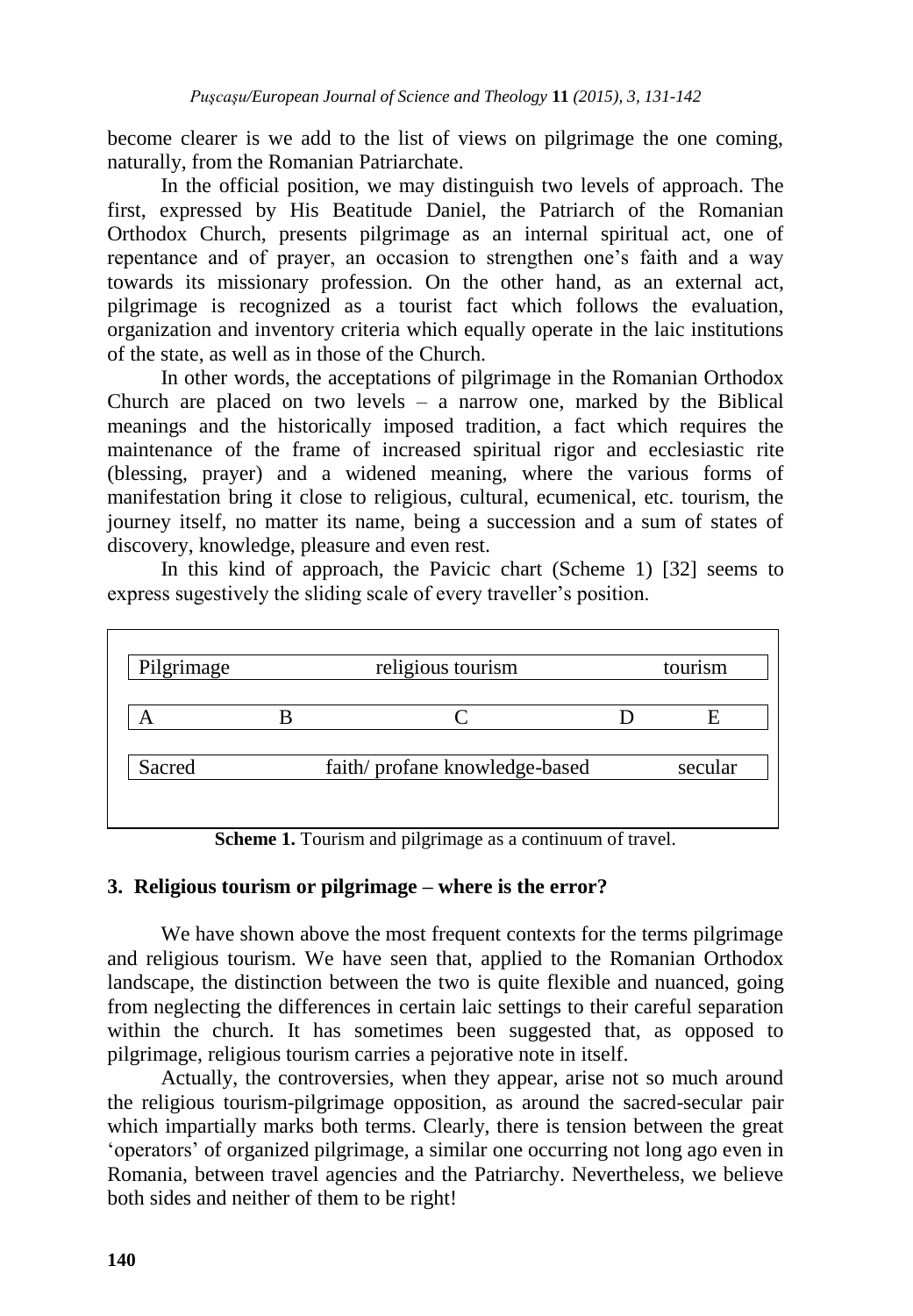become clearer is we add to the list of views on pilgrimage the one coming, naturally, from the Romanian Patriarchate.

In the official position, we may distinguish two levels of approach. The first, expressed by His Beatitude Daniel, the Patriarch of the Romanian Orthodox Church, presents pilgrimage as an internal spiritual act, one of repentance and of prayer, an occasion to strengthen one's faith and a way towards its missionary profession. On the other hand, as an external act, pilgrimage is recognized as a tourist fact which follows the evaluation, organization and inventory criteria which equally operate in the laic institutions of the state, as well as in those of the Church.

In other words, the acceptations of pilgrimage in the Romanian Orthodox Church are placed on two levels – a narrow one, marked by the Biblical meanings and the historically imposed tradition, a fact which requires the maintenance of the frame of increased spiritual rigor and ecclesiastic rite (blessing, prayer) and a widened meaning, where the various forms of manifestation bring it close to religious, cultural, ecumenical, etc. tourism, the journey itself, no matter its name, being a succession and a sum of states of discovery, knowledge, pleasure and even rest.

In this kind of approach, the Pavicic chart (Scheme 1) [32] seems to express sugestively the sliding scale of every traveller's position.

| Pilgrimage | | religious tourism | | tourism |
|---|---|---|---|---|
| A | B | C | D | E |
| Sacred | | faith/ profane knowledge-based | | secular |

**Scheme 1.** Tourism and pilgrimage as a continuum of travel.

## 3. Religious tourism or pilgrimage – where is the error?

We have shown above the most frequent contexts for the terms pilgrimage and religious tourism. We have seen that, applied to the Romanian Orthodox landscape, the distinction between the two is quite flexible and nuanced, going from neglecting the differences in certain laic settings to their careful separation within the church. It has sometimes been suggested that, as opposed to pilgrimage, religious tourism carries a pejorative note in itself.

Actually, the controversies, when they appear, arise not so much around the religious tourism-pilgrimage opposition, as around the sacred-secular pair which impartially marks both terms. Clearly, there is tension between the great 'operators' of organized pilgrimage, a similar one occurring not long ago even in Romania, between travel agencies and the Patriarchy. Nevertheless, we believe both sides and neither of them to be right!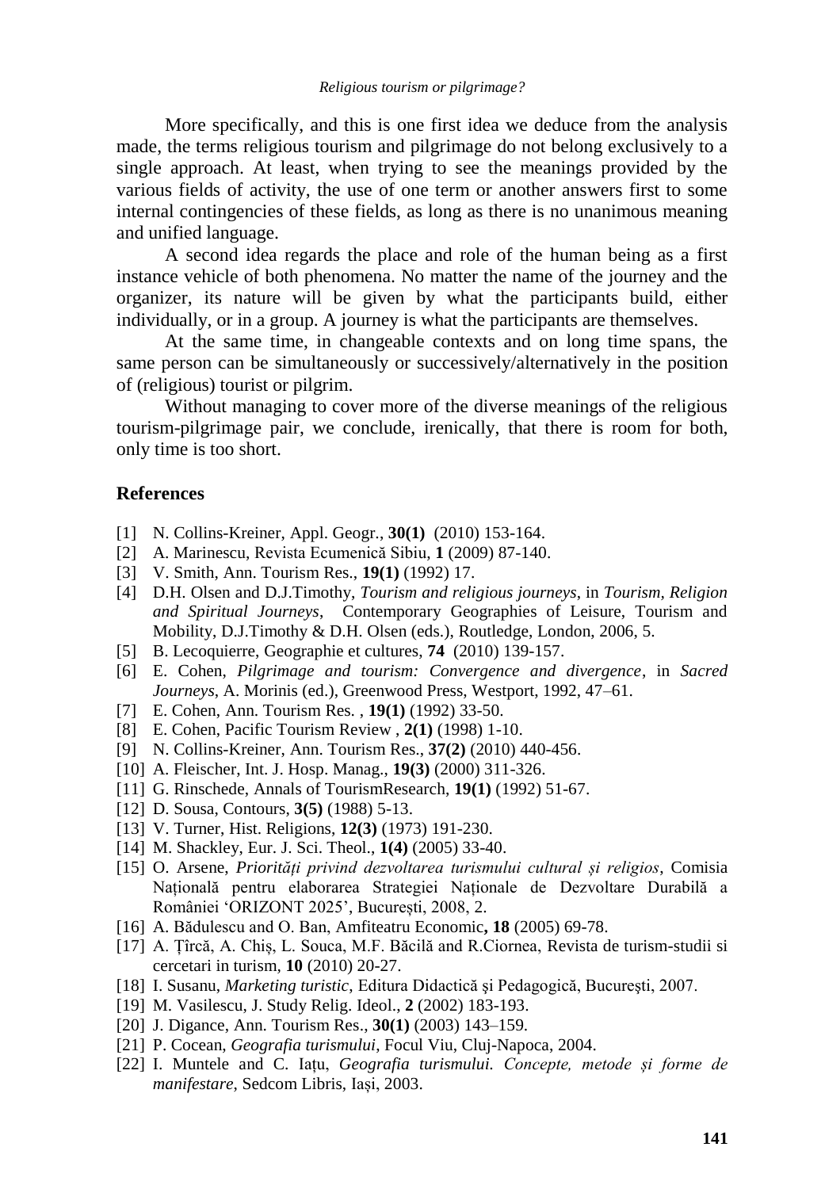More specifically, and this is one first idea we deduce from the analysis made, the terms religious tourism and pilgrimage do not belong exclusively to a single approach. At least, when trying to see the meanings provided by the various fields of activity, the use of one term or another answers first to some internal contingencies of these fields, as long as there is no unanimous meaning and unified language.

A second idea regards the place and role of the human being as a first instance vehicle of both phenomena. No matter the name of the journey and the organizer, its nature will be given by what the participants build, either individually, or in a group. A journey is what the participants are themselves.

At the same time, in changeable contexts and on long time spans, the same person can be simultaneously or successively/alternatively in the position of (religious) tourist or pilgrim.

Without managing to cover more of the diverse meanings of the religious tourism-pilgrimage pair, we conclude, irenically, that there is room for both, only time is too short.

## References

[1] N. Collins-Kreiner, Appl. Geogr., **30(1)** (2010) 153-164.

[2] A. Marinescu, Revista Ecumenică Sibiu, **1** (2009) 87-140.

[3] V. Smith, Ann. Tourism Res., **19(1)** (1992) 17.

[4] D.H. Olsen and D.J.Timothy, *Tourism and religious journeys*, in *Tourism, Religion and Spiritual Journeys*, Contemporary Geographies of Leisure, Tourism and Mobility, D.J.Timothy & D.H. Olsen (eds.), Routledge, London, 2006, 5.

[5] B. Lecoquierre, Geographie et cultures, **74** (2010) 139-157.

[6] E. Cohen, *Pilgrimage and tourism: Convergence and divergence*, in *Sacred Journeys*, A. Morinis (ed.), Greenwood Press, Westport, 1992, 47–61.

[7] E. Cohen, Ann. Tourism Res. , **19(1)** (1992) 33-50.

[8] E. Cohen, Pacific Tourism Review , **2(1)** (1998) 1-10.

[9] N. Collins-Kreiner, Ann. Tourism Res., **37(2)** (2010) 440-456.

[10] A. Fleischer, Int. J. Hosp. Manag., **19(3)** (2000) 311-326.

[11] G. Rinschede, Annals of TourismResearch, **19(1)** (1992) 51-67.

[12] D. Sousa, Contours, **3(5)** (1988) 5-13.

[13] V. Turner, Hist. Religions, **12(3)** (1973) 191-230.

[14] M. Shackley, Eur. J. Sci. Theol., **1(4)** (2005) 33-40.

[15] O. Arsene, *Priorități privind dezvoltarea turismului cultural și religios*, Comisia Națională pentru elaborarea Strategiei Naționale de Dezvoltare Durabilă a României 'ORIZONT 2025', București, 2008, 2.

[16] A. Bădulescu and O. Ban, Amfiteatru Economic**, 18** (2005) 69-78.

[17] A. Țîrcă, A. Chiș, L. Souca, M.F. Băcilă and R.Ciornea, Revista de turism-studii si cercetari in turism, **10** (2010) 20-27.

[18] I. Susanu, *Marketing turistic*, Editura Didactică şi Pedagogică, Bucureşti, 2007.

[19] M. Vasilescu, J. Study Relig. Ideol., **2** (2002) 183-193.

[20] J. Digance, Ann. Tourism Res., **30(1)** (2003) 143–159.

[21] P. Cocean, *Geografia turismului*, Focul Viu, Cluj-Napoca, 2004.

[22] I. Muntele and C. Iațu, *Geografia turismului. Concepte, metode și forme de manifestare*, Sedcom Libris, Iași, 2003.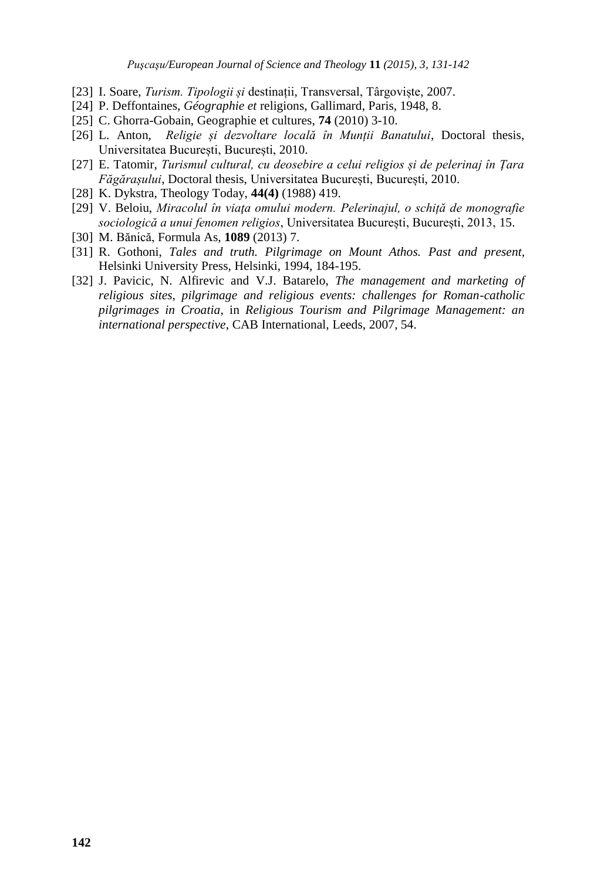[23] I. Soare, *Turism. Tipologii și* destinații, Transversal, Târgoviște, 2007.

[24] P. Deffontaines, *Géographie et* religions, Gallimard, Paris, 1948, 8.

[25] C. Ghorra-Gobain, Geographie et cultures, **74** (2010) 3-10.

[26] L. Anton, *Religie și dezvoltare locală în Munții Banatului*, Doctoral thesis, Universitatea București, București, 2010.

[27] E. Tatomir, *Turismul cultural, cu deosebire a celui religios și de pelerinaj în Țara Făgărașului*, Doctoral thesis, Universitatea București, București, 2010.

[28] K. Dykstra, Theology Today, **44(4)** (1988) 419.

[29] V. Beloiu, *Miracolul în viața omului modern. Pelerinajul, o schiță de monografie sociologică a unui fenomen religios*, Universitatea București, București, 2013, 15.

[30] M. Bănică, Formula As, **1089** (2013) 7.

[31] R. Gothoni, *Tales and truth. Pilgrimage on Mount Athos. Past and present,* Helsinki University Press, Helsinki, 1994, 184-195.

[32] J. Pavicic, N. Alfirevic and V.J. Batarelo, *The management and marketing of religious sites, pilgrimage and religious events: challenges for Roman-catholic pilgrimages in Croatia*, in *Religious Tourism and Pilgrimage Management: an international perspective*, CAB International, Leeds, 2007, 54.